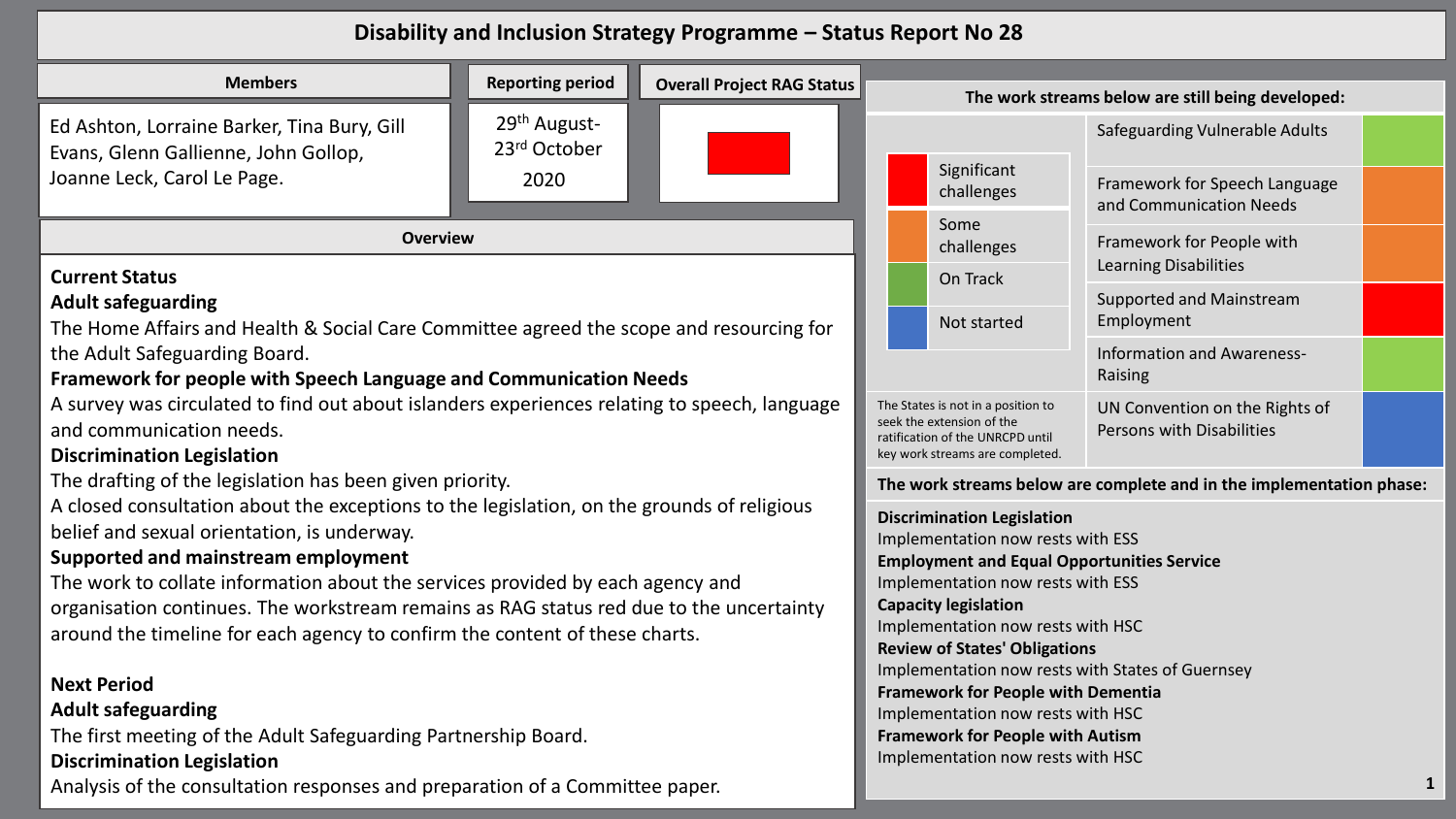# Disability and Inclusion Strategy Programme – Status Report No 28

| Members | Reporting period | Overall Project RAG Status |
| --- | --- | --- |
| Ed Ashton, Lorraine Barker, Tina Bury, Gill Evans, Glenn Gallienne, John Gollop, Joanne Leck, Carol Le Page. | 29th August-23rd October 2020 | Red |

## Overview

### Current Status

**Adult safeguarding**

The Home Affairs and Health & Social Care Committee agreed the scope and resourcing for the Adult Safeguarding Board.

**Framework for people with Speech Language and Communication Needs**

A survey was circulated to find out about islanders experiences relating to speech, language and communication needs.

**Discrimination Legislation**

The drafting of the legislation has been given priority.

A closed consultation about the exceptions to the legislation, on the grounds of religious belief and sexual orientation, is underway.

**Supported and mainstream employment**

The work to collate information about the services provided by each agency and organisation continues. The workstream remains as RAG status red due to the uncertainty around the timeline for each agency to confirm the content of these charts.

### Next Period

**Adult safeguarding**

The first meeting of the Adult Safeguarding Partnership Board.

**Discrimination Legislation**

Analysis of the consultation responses and preparation of a Committee paper.

## The work streams below are still being developed:

| Key | |
| --- | --- |
| Red | Significant challenges |
| Orange | Some challenges |
| Green | On Track |
| Blue | Not started |

| Work stream | Status |
| --- | --- |
| Safeguarding Vulnerable Adults | Green |
| Framework for Speech Language and Communication Needs | Orange |
| Framework for People with Learning Disabilities | Orange |
| Supported and Mainstream Employment | Red |
| Information and Awareness-Raising | Green |
| UN Convention on the Rights of Persons with Disabilities | Blue |

The States is not in a position to seek the extension of the ratification of the UNRCPD until key work streams are completed.

## The work streams below are complete and in the implementation phase:

**Discrimination Legislation**
Implementation now rests with ESS

**Employment and Equal Opportunities Service**
Implementation now rests with ESS

**Capacity legislation**
Implementation now rests with HSC

**Review of States' Obligations**
Implementation now rests with States of Guernsey

**Framework for People with Dementia**
Implementation now rests with HSC

**Framework for People with Autism**
Implementation now rests with HSC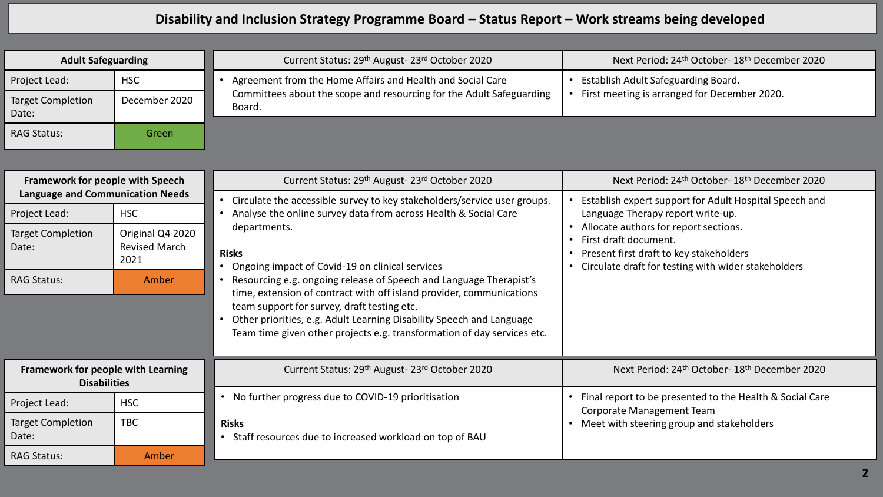# Disability and Inclusion Strategy Programme Board – Status Report – Work streams being developed

## Adult Safeguarding

| Adult Safeguarding | |
|---|---|
| Project Lead: | HSC |
| Target Completion Date: | December 2020 |
| RAG Status: | Green |

| Current Status: 29th August- 23rd October 2020 | Next Period: 24th October- 18th December 2020 |
|---|---|
| • Agreement from the Home Affairs and Health and Social Care Committees about the scope and resourcing for the Adult Safeguarding Board. | • Establish Adult Safeguarding Board.<br>• First meeting is arranged for December 2020. |

## Framework for people with Speech Language and Communication Needs

| Framework for people with Speech Language and Communication Needs | |
|---|---|
| Project Lead: | HSC |
| Target Completion Date: | Original Q4 2020 Revised March 2021 |
| RAG Status: | Amber |

| Current Status: 29th August- 23rd October 2020 | Next Period: 24th October- 18th December 2020 |
|---|---|
| • Circulate the accessible survey to key stakeholders/service user groups.<br>• Analyse the online survey data from across Health & Social Care departments.<br><br>**Risks**<br>• Ongoing impact of Covid-19 on clinical services<br>• Resourcing e.g. ongoing release of Speech and Language Therapist's time, extension of contract with off island provider, communications team support for survey, draft testing etc.<br>• Other priorities, e.g. Adult Learning Disability Speech and Language Team time given other projects e.g. transformation of day services etc. | • Establish expert support for Adult Hospital Speech and Language Therapy report write-up.<br>• Allocate authors for report sections.<br>• First draft document.<br>• Present first draft to key stakeholders<br>• Circulate draft for testing with wider stakeholders |

## Framework for people with Learning Disabilities

| Framework for people with Learning Disabilities | |
|---|---|
| Project Lead: | HSC |
| Target Completion Date: | TBC |
| RAG Status: | Amber |

| Current Status: 29th August- 23rd October 2020 | Next Period: 24th October- 18th December 2020 |
|---|---|
| • No further progress due to COVID-19 prioritisation<br><br>**Risks**<br>• Staff resources due to increased workload on top of BAU | • Final report to be presented to the Health & Social Care Corporate Management Team<br>• Meet with steering group and stakeholders |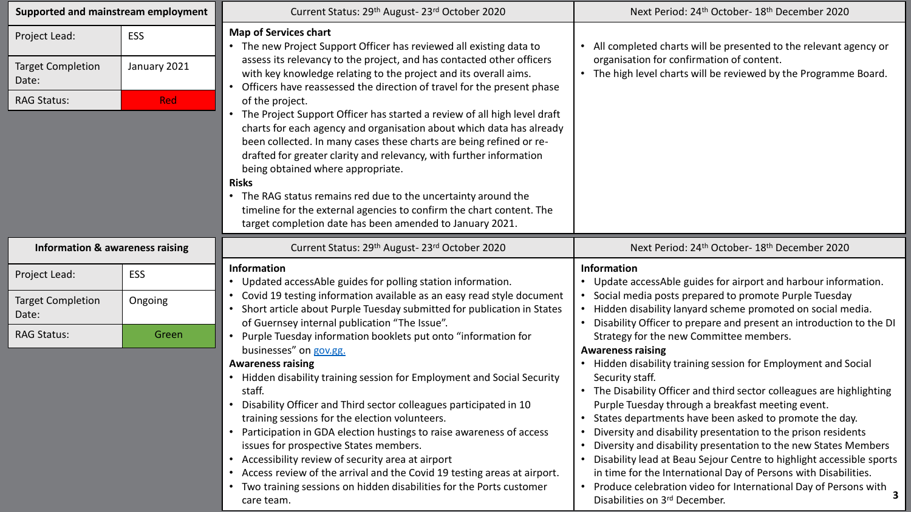## Supported and mainstream employment

| | |
|---|---|
| Project Lead: | ESS |
| Target Completion Date: | January 2021 |
| RAG Status: | Red |

### Current Status: 29th August- 23rd October 2020

**Map of Services chart**

- The new Project Support Officer has reviewed all existing data to assess its relevancy to the project, and has contacted other officers with key knowledge relating to the project and its overall aims.
- Officers have reassessed the direction of travel for the present phase of the project.
- The Project Support Officer has started a review of all high level draft charts for each agency and organisation about which data has already been collected. In many cases these charts are being refined or re-drafted for greater clarity and relevancy, with further information being obtained where appropriate.

**Risks**

- The RAG status remains red due to the uncertainty around the timeline for the external agencies to confirm the chart content. The target completion date has been amended to January 2021.

### Next Period: 24th October- 18th December 2020

- All completed charts will be presented to the relevant agency or organisation for confirmation of content.
- The high level charts will be reviewed by the Programme Board.

## Information & awareness raising

| | |
|---|---|
| Project Lead: | ESS |
| Target Completion Date: | Ongoing |
| RAG Status: | Green |

### Current Status: 29th August- 23rd October 2020

**Information**

- Updated accessAble guides for polling station information.
- Covid 19 testing information available as an easy read style document
- Short article about Purple Tuesday submitted for publication in States of Guernsey internal publication "The Issue".
- Purple Tuesday information booklets put onto "information for businesses" on gov.gg.

**Awareness raising**

- Hidden disability training session for Employment and Social Security staff.
- Disability Officer and Third sector colleagues participated in 10 training sessions for the election volunteers.
- Participation in GDA election hustings to raise awareness of access issues for prospective States members.
- Accessibility review of security area at airport
- Access review of the arrival and the Covid 19 testing areas at airport.
- Two training sessions on hidden disabilities for the Ports customer care team.

### Next Period: 24th October- 18th December 2020

**Information**

- Update accessAble guides for airport and harbour information.
- Social media posts prepared to promote Purple Tuesday
- Hidden disability lanyard scheme promoted on social media.
- Disability Officer to prepare and present an introduction to the DI Strategy for the new Committee members.

**Awareness raising**

- Hidden disability training session for Employment and Social Security staff.
- The Disability Officer and third sector colleagues are highlighting Purple Tuesday through a breakfast meeting event.
- States departments have been asked to promote the day.
- Diversity and disability presentation to the prison residents
- Diversity and disability presentation to the new States Members
- Disability lead at Beau Sejour Centre to highlight accessible sports in time for the International Day of Persons with Disabilities.
- Produce celebration video for International Day of Persons with Disabilities on 3rd December.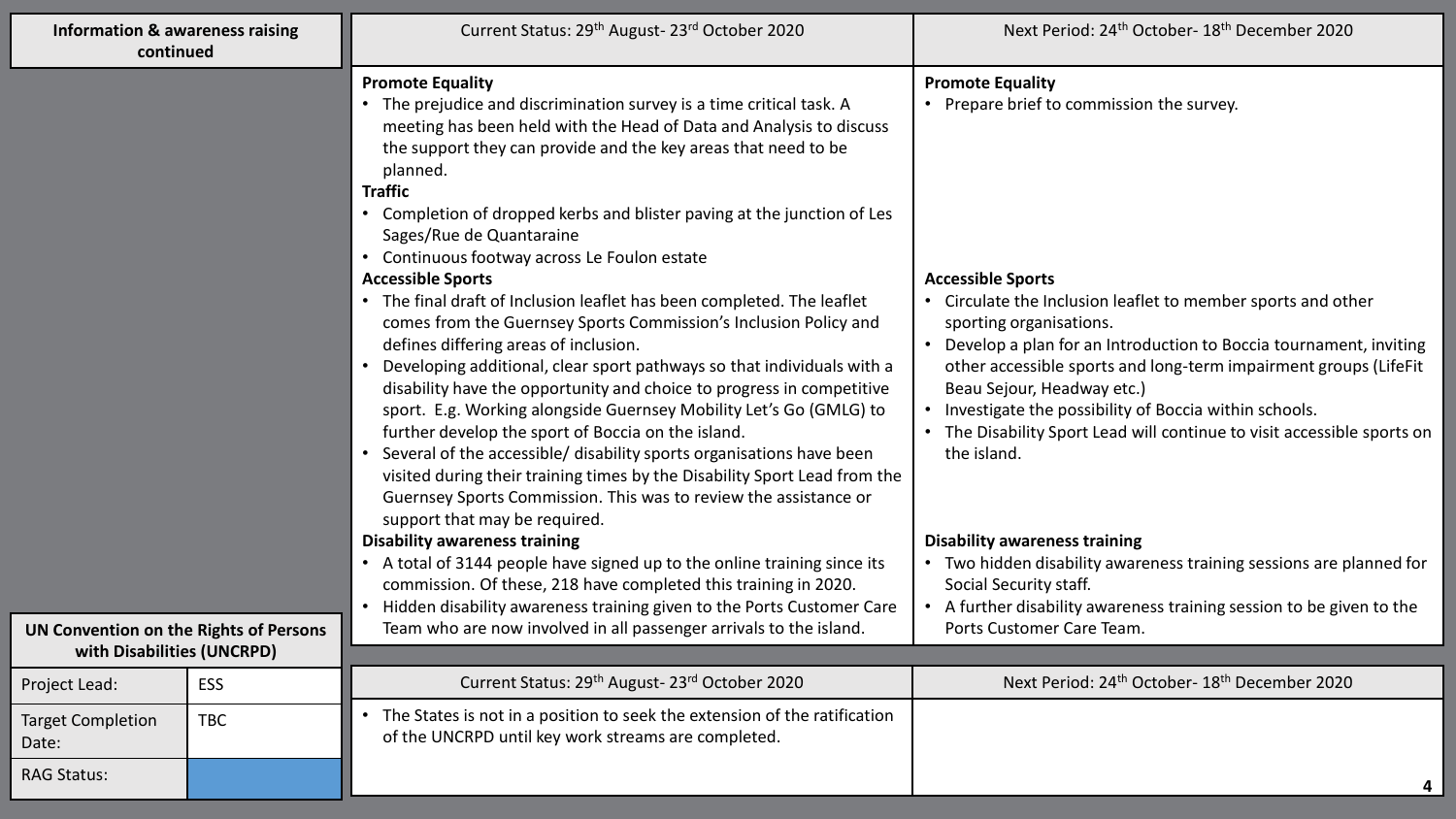| Information & awareness raising continued | Current Status: 29th August- 23rd October 2020 | Next Period: 24th October- 18th December 2020 |
|---|---|---|
| | **Promote Equality**<br>• The prejudice and discrimination survey is a time critical task. A meeting has been held with the Head of Data and Analysis to discuss the support they can provide and the key areas that need to be planned. | **Promote Equality**<br>• Prepare brief to commission the survey. |
| | **Traffic**<br>• Completion of dropped kerbs and blister paving at the junction of Les Sages/Rue de Quantaraine<br>• Continuous footway across Le Foulon estate | |
| | **Accessible Sports**<br>• The final draft of Inclusion leaflet has been completed. The leaflet comes from the Guernsey Sports Commission's Inclusion Policy and defines differing areas of inclusion.<br>• Developing additional, clear sport pathways so that individuals with a disability have the opportunity and choice to progress in competitive sport. E.g. Working alongside Guernsey Mobility Let's Go (GMLG) to further develop the sport of Boccia on the island.<br>• Several of the accessible/ disability sports organisations have been visited during their training times by the Disability Sport Lead from the Guernsey Sports Commission. This was to review the assistance or support that may be required. | **Accessible Sports**<br>• Circulate the Inclusion leaflet to member sports and other sporting organisations.<br>• Develop a plan for an Introduction to Boccia tournament, inviting other accessible sports and long-term impairment groups (LifeFit Beau Sejour, Headway etc.)<br>• Investigate the possibility of Boccia within schools.<br>• The Disability Sport Lead will continue to visit accessible sports on the island. |
| | **Disability awareness training**<br>• A total of 3144 people have signed up to the online training since its commission. Of these, 218 have completed this training in 2020.<br>• Hidden disability awareness training given to the Ports Customer Care Team who are now involved in all passenger arrivals to the island. | **Disability awareness training**<br>• Two hidden disability awareness training sessions are planned for Social Security staff.<br>• A further disability awareness training session to be given to the Ports Customer Care Team. |

| UN Convention on the Rights of Persons with Disabilities (UNCRPD) | |
|---|---|
| Project Lead: | ESS |
| Target Completion Date: | TBC |
| RAG Status: | |

| Current Status: 29th August- 23rd October 2020 | Next Period: 24th October- 18th December 2020 |
|---|---|
| • The States is not in a position to seek the extension of the ratification of the UNCRPD until key work streams are completed. | |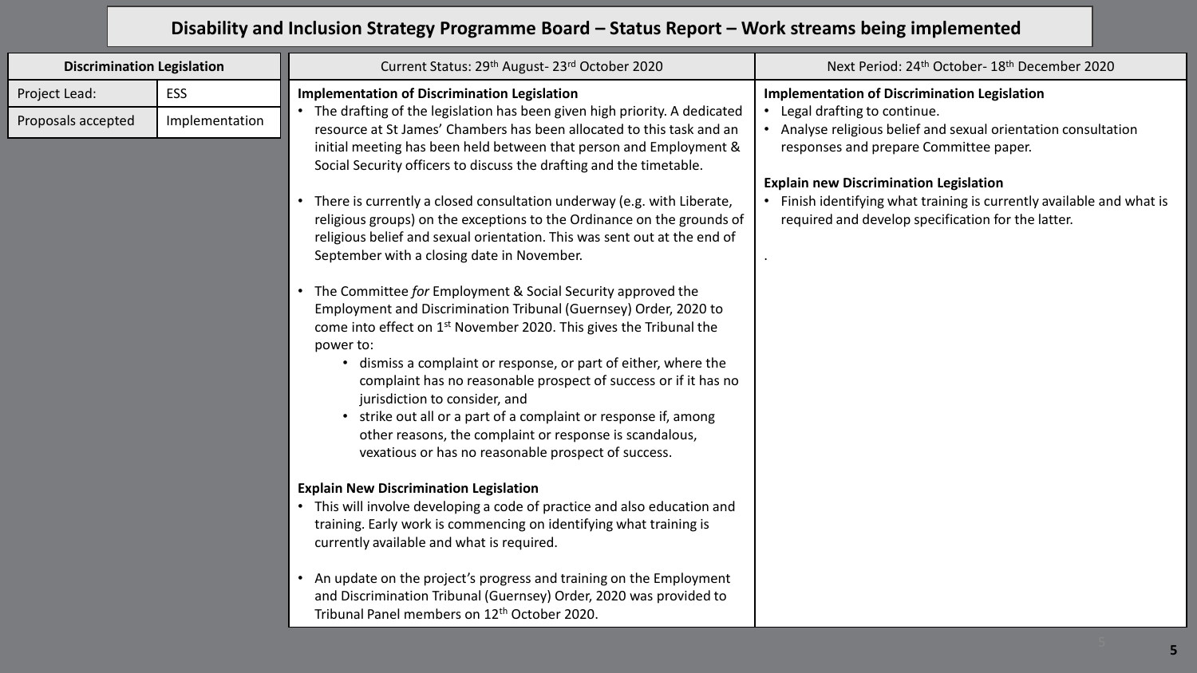# Disability and Inclusion Strategy Programme Board – Status Report – Work streams being implemented

| Discrimination Legislation | |
|---|---|
| Project Lead: | ESS |
| Proposals accepted | Implementation |

## Current Status: 29th August- 23rd October 2020

**Implementation of Discrimination Legislation**

- The drafting of the legislation has been given high priority. A dedicated resource at St James' Chambers has been allocated to this task and an initial meeting has been held between that person and Employment & Social Security officers to discuss the drafting and the timetable.
- There is currently a closed consultation underway (e.g. with Liberate, religious groups) on the exceptions to the Ordinance on the grounds of religious belief and sexual orientation. This was sent out at the end of September with a closing date in November.
- The Committee *for* Employment & Social Security approved the Employment and Discrimination Tribunal (Guernsey) Order, 2020 to come into effect on 1st November 2020. This gives the Tribunal the power to:
  - dismiss a complaint or response, or part of either, where the complaint has no reasonable prospect of success or if it has no jurisdiction to consider, and
  - strike out all or a part of a complaint or response if, among other reasons, the complaint or response is scandalous, vexatious or has no reasonable prospect of success.

**Explain New Discrimination Legislation**

- This will involve developing a code of practice and also education and training. Early work is commencing on identifying what training is currently available and what is required.
- An update on the project's progress and training on the Employment and Discrimination Tribunal (Guernsey) Order, 2020 was provided to Tribunal Panel members on 12th October 2020.

## Next Period: 24th October- 18th December 2020

**Implementation of Discrimination Legislation**

- Legal drafting to continue.
- Analyse religious belief and sexual orientation consultation responses and prepare Committee paper.

**Explain new Discrimination Legislation**

- Finish identifying what training is currently available and what is required and develop specification for the latter.

.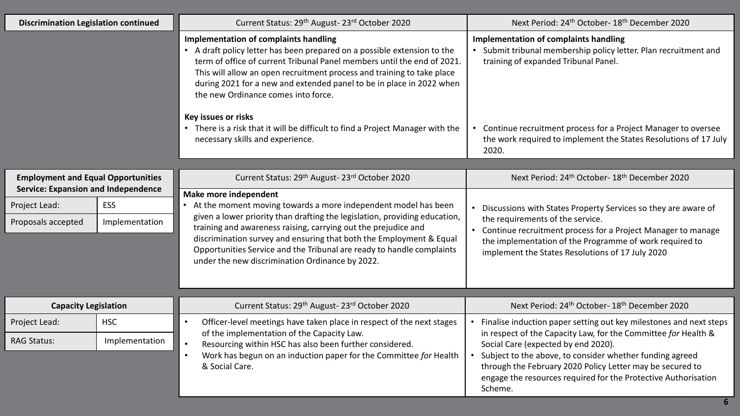## Discrimination Legislation continued

| Current Status: 29th August- 23rd October 2020 | Next Period: 24th October- 18th December 2020 |
| --- | --- |
| **Implementation of complaints handling**<br>• A draft policy letter has been prepared on a possible extension to the term of office of current Tribunal Panel members until the end of 2021. This will allow an open recruitment process and training to take place during 2021 for a new and extended panel to be in place in 2022 when the new Ordinance comes into force. | **Implementation of complaints handling**<br>• Submit tribunal membership policy letter. Plan recruitment and training of expanded Tribunal Panel. |
| **Key issues or risks**<br>• There is a risk that it will be difficult to find a Project Manager with the necessary skills and experience. | • Continue recruitment process for a Project Manager to oversee the work required to implement the States Resolutions of 17 July 2020. |

## Employment and Equal Opportunities Service: Expansion and Independence

| | |
| --- | --- |
| Project Lead: | ESS |
| Proposals accepted | Implementation |

| Current Status: 29th August- 23rd October 2020 | Next Period: 24th October- 18th December 2020 |
| --- | --- |
| **Make more independent**<br>• At the moment moving towards a more independent model has been given a lower priority than drafting the legislation, providing education, training and awareness raising, carrying out the prejudice and discrimination survey and ensuring that both the Employment & Equal Opportunities Service and the Tribunal are ready to handle complaints under the new discrimination Ordinance by 2022. | • Discussions with States Property Services so they are aware of the requirements of the service.<br>• Continue recruitment process for a Project Manager to manage the implementation of the Programme of work required to implement the States Resolutions of 17 July 2020 |

## Capacity Legislation

| | |
| --- | --- |
| Project Lead: | HSC |
| RAG Status: | Implementation |

| Current Status: 29th August- 23rd October 2020 | Next Period: 24th October- 18th December 2020 |
| --- | --- |
| • Officer-level meetings have taken place in respect of the next stages of the implementation of the Capacity Law.<br>• Resourcing within HSC has also been further considered.<br>• Work has begun on an induction paper for the Committee *for* Health & Social Care. | • Finalise induction paper setting out key milestones and next steps in respect of the Capacity Law, for the Committee *for* Health & Social Care (expected by end 2020).<br>• Subject to the above, to consider whether funding agreed through the February 2020 Policy Letter may be secured to engage the resources required for the Protective Authorisation Scheme. |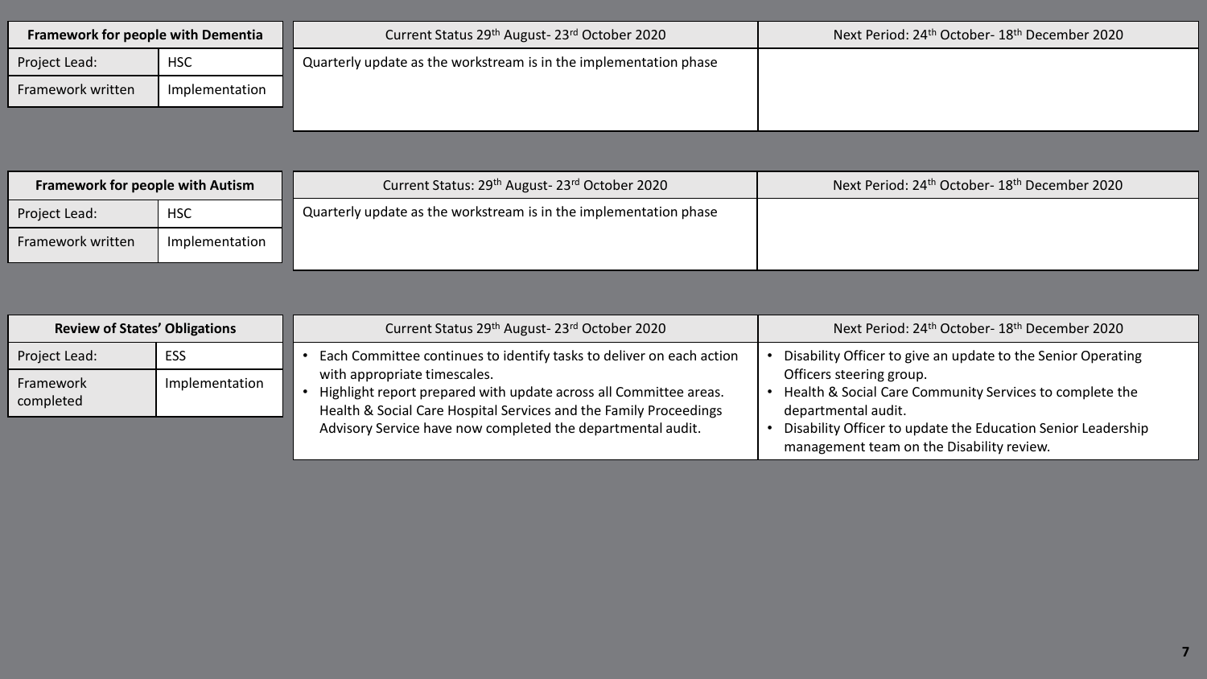| Framework for people with Dementia | | Current Status 29th August- 23rd October 2020 | Next Period: 24th October- 18th December 2020 |
|---|---|---|---|
| Project Lead: | HSC | Quarterly update as the workstream is in the implementation phase | |
| Framework written | Implementation | | |

| Framework for people with Autism | | Current Status: 29th August- 23rd October 2020 | Next Period: 24th October- 18th December 2020 |
|---|---|---|---|
| Project Lead: | HSC | Quarterly update as the workstream is in the implementation phase | |
| Framework written | Implementation | | |

| Review of States' Obligations | | Current Status 29th August- 23rd October 2020 | Next Period: 24th October- 18th December 2020 |
|---|---|---|---|
| Project Lead: | ESS | • Each Committee continues to identify tasks to deliver on each action with appropriate timescales.<br>• Highlight report prepared with update across all Committee areas. Health & Social Care Hospital Services and the Family Proceedings Advisory Service have now completed the departmental audit. | • Disability Officer to give an update to the Senior Operating Officers steering group.<br>• Health & Social Care Community Services to complete the departmental audit.<br>• Disability Officer to update the Education Senior Leadership management team on the Disability review. |
| Framework completed | Implementation | | |